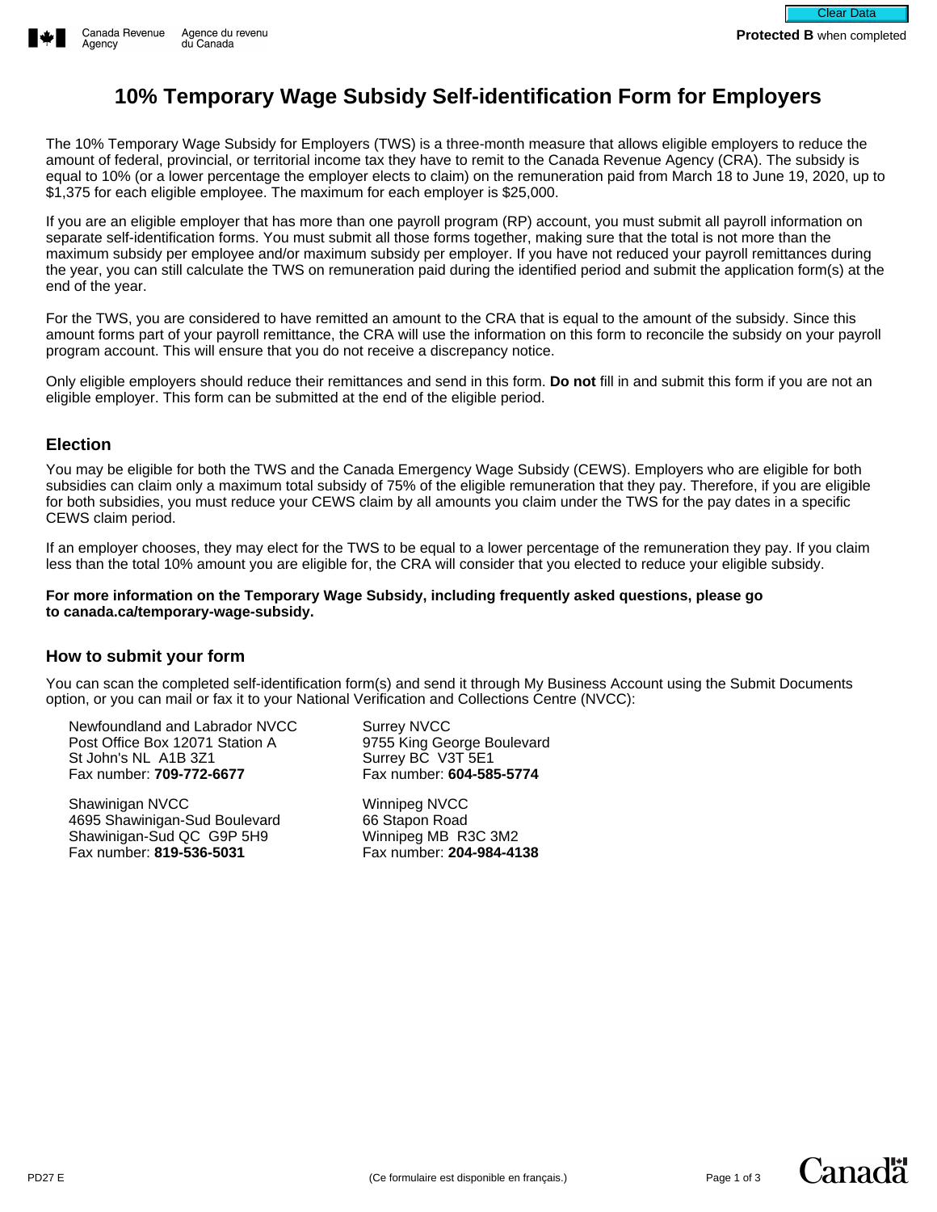Canada Revenue Agency / Agence du revenu du Canada

**Protected B** when completed

# 10% Temporary Wage Subsidy Self-identification Form for Employers

The 10% Temporary Wage Subsidy for Employers (TWS) is a three-month measure that allows eligible employers to reduce the amount of federal, provincial, or territorial income tax they have to remit to the Canada Revenue Agency (CRA). The subsidy is equal to 10% (or a lower percentage the employer elects to claim) on the remuneration paid from March 18 to June 19, 2020, up to $1,375 for each eligible employee. The maximum for each employer is $25,000.

If you are an eligible employer that has more than one payroll program (RP) account, you must submit all payroll information on separate self-identification forms. You must submit all those forms together, making sure that the total is not more than the maximum subsidy per employee and/or maximum subsidy per employer. If you have not reduced your payroll remittances during the year, you can still calculate the TWS on remuneration paid during the identified period and submit the application form(s) at the end of the year.

For the TWS, you are considered to have remitted an amount to the CRA that is equal to the amount of the subsidy. Since this amount forms part of your payroll remittance, the CRA will use the information on this form to reconcile the subsidy on your payroll program account. This will ensure that you do not receive a discrepancy notice.

Only eligible employers should reduce their remittances and send in this form. **Do not** fill in and submit this form if you are not an eligible employer. This form can be submitted at the end of the eligible period.

## Election

You may be eligible for both the TWS and the Canada Emergency Wage Subsidy (CEWS). Employers who are eligible for both subsidies can claim only a maximum total subsidy of 75% of the eligible remuneration that they pay. Therefore, if you are eligible for both subsidies, you must reduce your CEWS claim by all amounts you claim under the TWS for the pay dates in a specific CEWS claim period.

If an employer chooses, they may elect for the TWS to be equal to a lower percentage of the remuneration they pay. If you claim less than the total 10% amount you are eligible for, the CRA will consider that you elected to reduce your eligible subsidy.

**For more information on the Temporary Wage Subsidy, including frequently asked questions, please go to canada.ca/temporary-wage-subsidy.**

## How to submit your form

You can scan the completed self-identification form(s) and send it through My Business Account using the Submit Documents option, or you can mail or fax it to your National Verification and Collections Centre (NVCC):

Newfoundland and Labrador NVCC
Post Office Box 12071 Station A
St John's NL A1B 3Z1
Fax number: **709-772-6677**

Shawinigan NVCC
4695 Shawinigan-Sud Boulevard
Shawinigan-Sud QC G9P 5H9
Fax number: **819-536-5031**

Surrey NVCC
9755 King George Boulevard
Surrey BC V3T 5E1
Fax number: **604-585-5774**

Winnipeg NVCC
66 Stapon Road
Winnipeg MB R3C 3M2
Fax number: **204-984-4138**

PD27 E

(Ce formulaire est disponible en français.)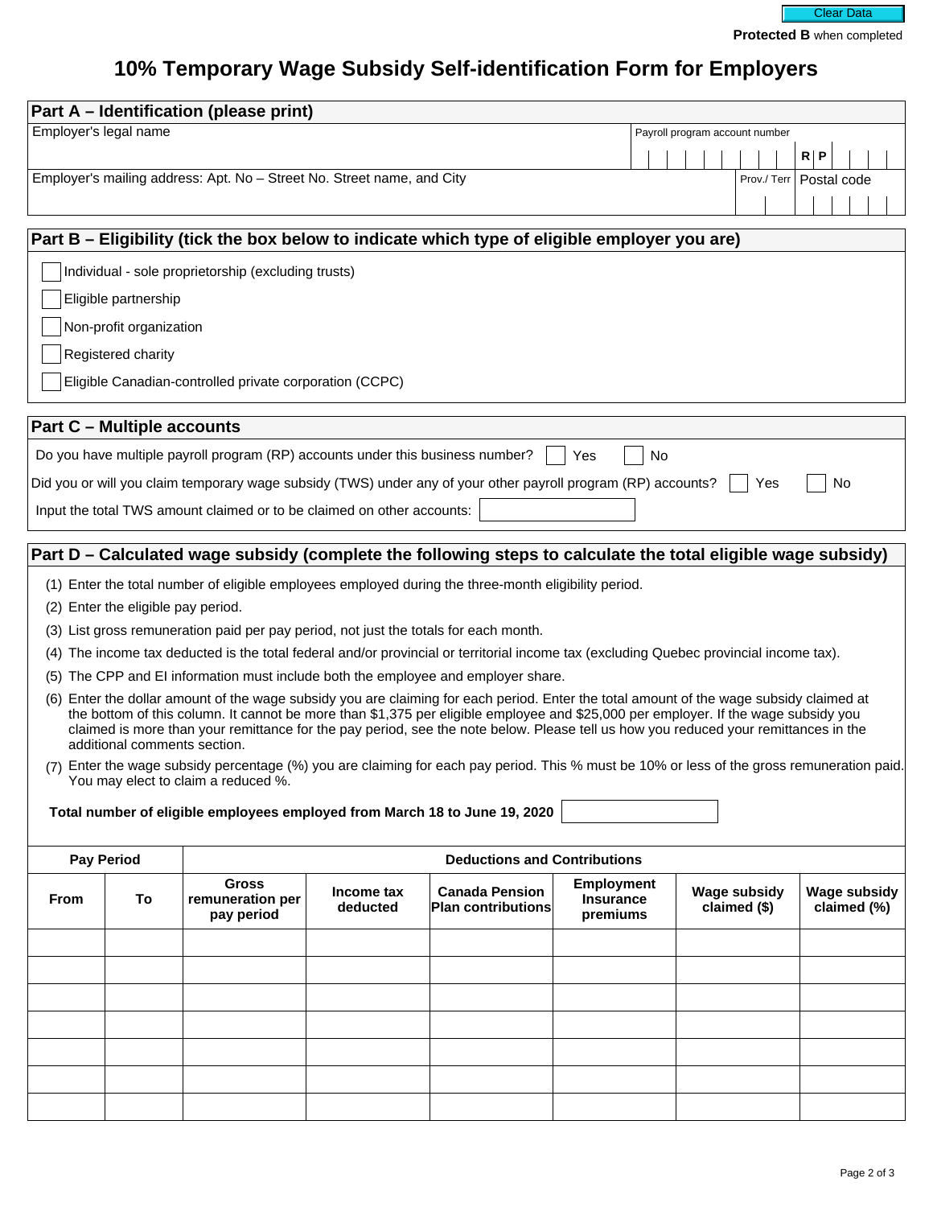Protected B when completed

# 10% Temporary Wage Subsidy Self-identification Form for Employers

## Part A – Identification (please print)

| Employer's legal name | | Payroll program account number R P |
|---|---|---|
| Employer's mailing address: Apt. No – Street No. Street name, and City | Prov./ Terr | Postal code |

## Part B – Eligibility (tick the box below to indicate which type of eligible employer you are)

- ☐ Individual - sole proprietorship (excluding trusts)
- ☐ Eligible partnership
- ☐ Non-profit organization
- ☐ Registered charity
- ☐ Eligible Canadian-controlled private corporation (CCPC)

## Part C – Multiple accounts

Do you have multiple payroll program (RP) accounts under this business number? ☐ Yes ☐ No

Did you or will you claim temporary wage subsidy (TWS) under any of your other payroll program (RP) accounts? ☐ Yes ☐ No

Input the total TWS amount claimed or to be claimed on other accounts: ______

## Part D – Calculated wage subsidy (complete the following steps to calculate the total eligible wage subsidy)

(1) Enter the total number of eligible employees employed during the three-month eligibility period.

(2) Enter the eligible pay period.

(3) List gross remuneration paid per pay period, not just the totals for each month.

(4) The income tax deducted is the total federal and/or provincial or territorial income tax (excluding Quebec provincial income tax).

(5) The CPP and EI information must include both the employee and employer share.

(6) Enter the dollar amount of the wage subsidy you are claiming for each period. Enter the total amount of the wage subsidy claimed at the bottom of this column. It cannot be more than $1,375 per eligible employee and $25,000 per employer. If the wage subsidy you claimed is more than your remittance for the pay period, see the note below. Please tell us how you reduced your remittances in the additional comments section.

(7) Enter the wage subsidy percentage (%) you are claiming for each pay period. This % must be 10% or less of the gross remuneration paid. You may elect to claim a reduced %.

**Total number of eligible employees employed from March 18 to June 19, 2020** ______

| Pay Period | | Deductions and Contributions | | | | | |
|---|---|---|---|---|---|---|---|
| **From** | **To** | **Gross remuneration per pay period** | **Income tax deducted** | **Canada Pension Plan contributions** | **Employment Insurance premiums** | **Wage subsidy claimed ($)** | **Wage subsidy claimed (%)** |
| | | | | | | | |
| | | | | | | | |
| | | | | | | | |
| | | | | | | | |
| | | | | | | | |
| | | | | | | | |
| | | | | | | | |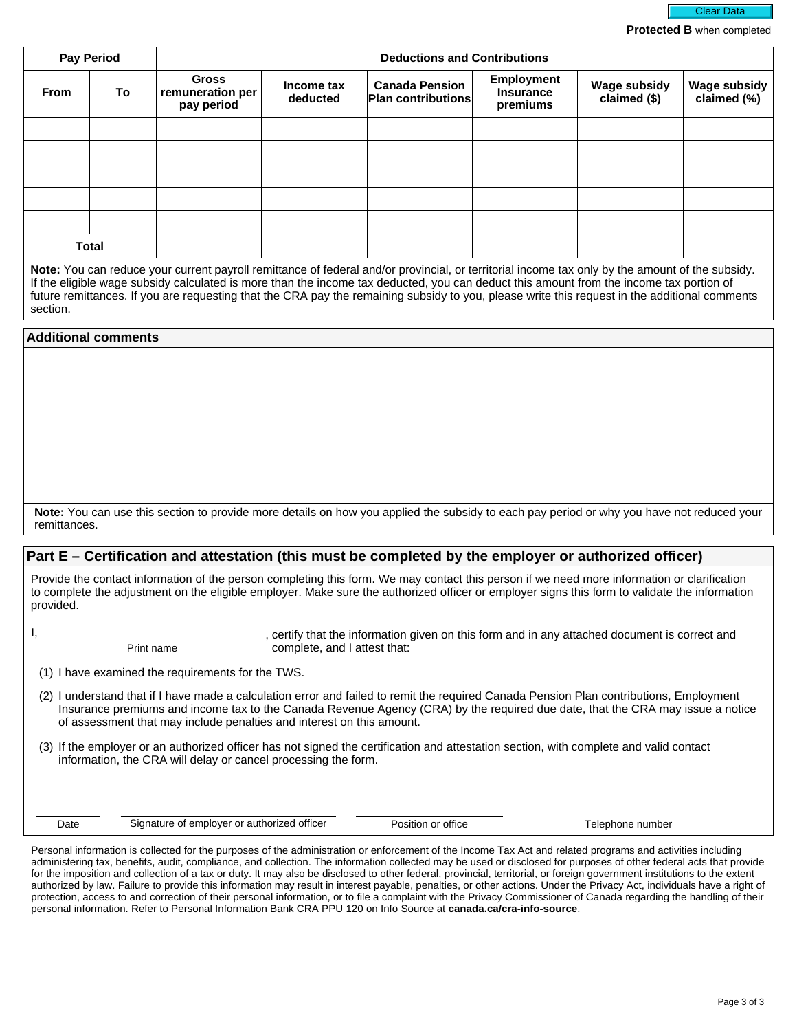Clear Data

**Protected B** when completed

| Pay Period | | Deductions and Contributions | | | | | |
|---|---|---|---|---|---|---|---|
| From | To | Gross remuneration per pay period | Income tax deducted | Canada Pension Plan contributions | Employment Insurance premiums | Wage subsidy claimed ($) | Wage subsidy claimed (%) |
| | | | | | | | |
| | | | | | | | |
| | | | | | | | |
| | | | | | | | |
| | | | | | | | |
| Total | | | | | | | |

**Note:** You can reduce your current payroll remittance of federal and/or provincial, or territorial income tax only by the amount of the subsidy. If the eligible wage subsidy calculated is more than the income tax deducted, you can deduct this amount from the income tax portion of future remittances. If you are requesting that the CRA pay the remaining subsidy to you, please write this request in the additional comments section.

## Additional comments

**Note:** You can use this section to provide more details on how you applied the subsidy to each pay period or why you have not reduced your remittances.

## Part E – Certification and attestation (this must be completed by the employer or authorized officer)

Provide the contact information of the person completing this form. We may contact this person if we need more information or clarification to complete the adjustment on the eligible employer. Make sure the authorized officer or employer signs this form to validate the information provided.

I, ______________________ (Print name), certify that the information given on this form and in any attached document is correct and complete, and I attest that:

(1) I have examined the requirements for the TWS.

(2) I understand that if I have made a calculation error and failed to remit the required Canada Pension Plan contributions, Employment Insurance premiums and income tax to the Canada Revenue Agency (CRA) by the required due date, that the CRA may issue a notice of assessment that may include penalties and interest on this amount.

(3) If the employer or an authorized officer has not signed the certification and attestation section, with complete and valid contact information, the CRA will delay or cancel processing the form.

Date ____________ Signature of employer or authorized officer ____________ Position or office ____________ Telephone number ____________

Personal information is collected for the purposes of the administration or enforcement of the Income Tax Act and related programs and activities including administering tax, benefits, audit, compliance, and collection. The information collected may be used or disclosed for purposes of other federal acts that provide for the imposition and collection of a tax or duty. It may also be disclosed to other federal, provincial, territorial, or foreign government institutions to the extent authorized by law. Failure to provide this information may result in interest payable, penalties, or other actions. Under the Privacy Act, individuals have a right of protection, access to and correction of their personal information, or to file a complaint with the Privacy Commissioner of Canada regarding the handling of their personal information. Refer to Personal Information Bank CRA PPU 120 on Info Source at **canada.ca/cra-info-source**.